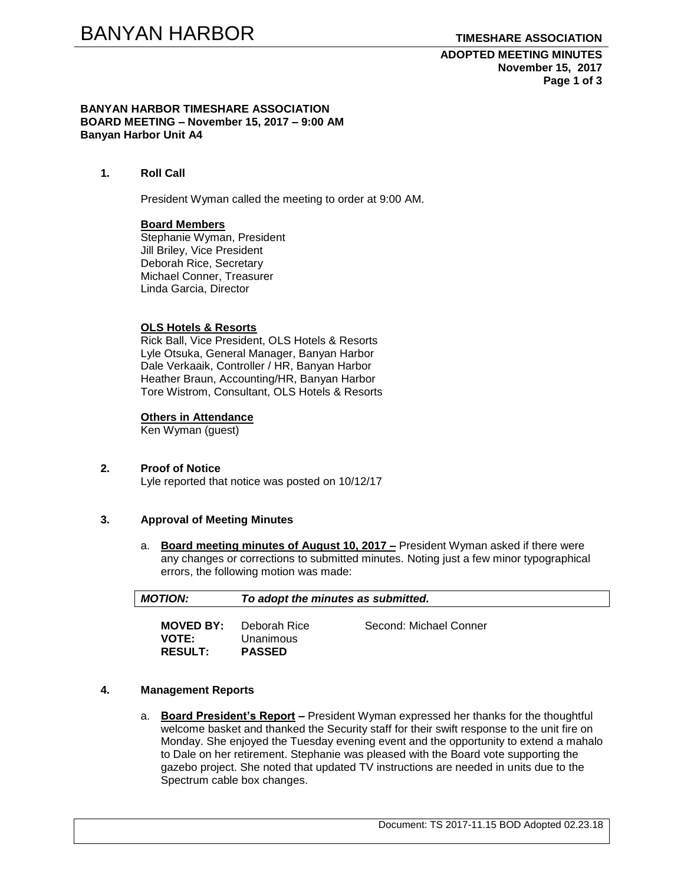**BANYAN HARBOR TIMESHARE ASSOCIATION**
**BOARD MEETING – November 15, 2017 – 9:00 AM**
**Banyan Harbor Unit A4**

## 1. Roll Call

President Wyman called the meeting to order at 9:00 AM.

**Board Members**
Stephanie Wyman, President
Jill Briley, Vice President
Deborah Rice, Secretary
Michael Conner, Treasurer
Linda Garcia, Director

**OLS Hotels & Resorts**
Rick Ball, Vice President, OLS Hotels & Resorts
Lyle Otsuka, General Manager, Banyan Harbor
Dale Verkaaik, Controller / HR, Banyan Harbor
Heather Braun, Accounting/HR, Banyan Harbor
Tore Wistrom, Consultant, OLS Hotels & Resorts

**Others in Attendance**
Ken Wyman (guest)

## 2. Proof of Notice

Lyle reported that notice was posted on 10/12/17

## 3. Approval of Meeting Minutes

a. **Board meeting minutes of August 10, 2017 –** President Wyman asked if there were any changes or corrections to submitted minutes. Noting just a few minor typographical errors, the following motion was made:

***MOTION:*** ***To adopt the minutes as submitted.***

**MOVED BY:** Deborah Rice Second: Michael Conner
**VOTE:** Unanimous
**RESULT:** **PASSED**

## 4. Management Reports

a. **Board President's Report –** President Wyman expressed her thanks for the thoughtful welcome basket and thanked the Security staff for their swift response to the unit fire on Monday. She enjoyed the Tuesday evening event and the opportunity to extend a mahalo to Dale on her retirement. Stephanie was pleased with the Board vote supporting the gazebo project. She noted that updated TV instructions are needed in units due to the Spectrum cable box changes.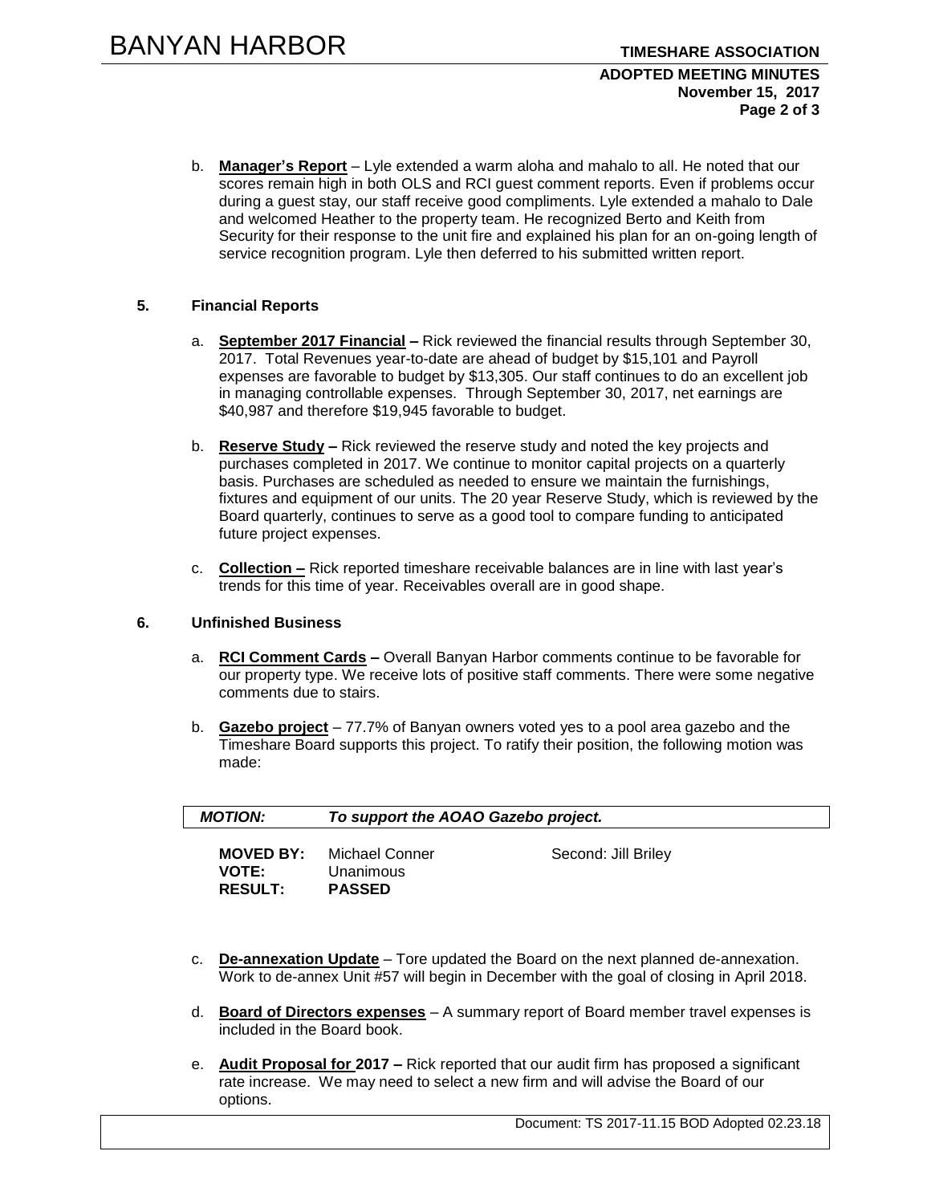b. **Manager's Report** – Lyle extended a warm aloha and mahalo to all. He noted that our scores remain high in both OLS and RCI guest comment reports. Even if problems occur during a guest stay, our staff receive good compliments. Lyle extended a mahalo to Dale and welcomed Heather to the property team. He recognized Berto and Keith from Security for their response to the unit fire and explained his plan for an on-going length of service recognition program. Lyle then deferred to his submitted written report.

**5. Financial Reports**

a. **September 2017 Financial –** Rick reviewed the financial results through September 30, 2017. Total Revenues year-to-date are ahead of budget by $15,101 and Payroll expenses are favorable to budget by $13,305. Our staff continues to do an excellent job in managing controllable expenses. Through September 30, 2017, net earnings are $40,987 and therefore $19,945 favorable to budget.

b. **Reserve Study –** Rick reviewed the reserve study and noted the key projects and purchases completed in 2017. We continue to monitor capital projects on a quarterly basis. Purchases are scheduled as needed to ensure we maintain the furnishings, fixtures and equipment of our units. The 20 year Reserve Study, which is reviewed by the Board quarterly, continues to serve as a good tool to compare funding to anticipated future project expenses.

c. **Collection –** Rick reported timeshare receivable balances are in line with last year's trends for this time of year. Receivables overall are in good shape.

**6. Unfinished Business**

a. **RCI Comment Cards –** Overall Banyan Harbor comments continue to be favorable for our property type. We receive lots of positive staff comments. There were some negative comments due to stairs.

b. **Gazebo project** – 77.7% of Banyan owners voted yes to a pool area gazebo and the Timeshare Board supports this project. To ratify their position, the following motion was made:

***MOTION:*** ***To support the AOAO Gazebo project.***

**MOVED BY:** Michael Conner    Second: Jill Briley
**VOTE:** Unanimous
**RESULT:** **PASSED**

c. **De-annexation Update** – Tore updated the Board on the next planned de-annexation. Work to de-annex Unit #57 will begin in December with the goal of closing in April 2018.

d. **Board of Directors expenses** – A summary report of Board member travel expenses is included in the Board book.

e. **Audit Proposal for 2017 –** Rick reported that our audit firm has proposed a significant rate increase. We may need to select a new firm and will advise the Board of our options.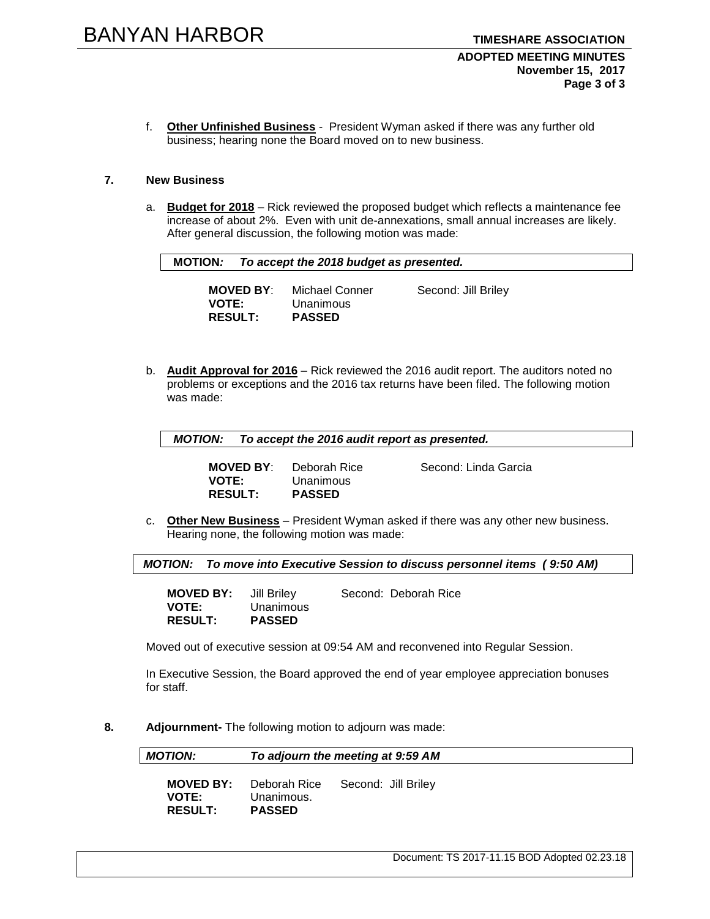f. **Other Unfinished Business** - President Wyman asked if there was any further old business; hearing none the Board moved on to new business.

## 7. New Business

a. **Budget for 2018** – Rick reviewed the proposed budget which reflects a maintenance fee increase of about 2%. Even with unit de-annexations, small annual increases are likely. After general discussion, the following motion was made:

**MOTION:** ***To accept the 2018 budget as presented.***

**MOVED BY**: Michael Conner Second: Jill Briley
**VOTE:** Unanimous
**RESULT:** **PASSED**

b. **Audit Approval for 2016** – Rick reviewed the 2016 audit report. The auditors noted no problems or exceptions and the 2016 tax returns have been filed. The following motion was made:

***MOTION: To accept the 2016 audit report as presented.***

**MOVED BY**: Deborah Rice Second: Linda Garcia
**VOTE:** Unanimous
**RESULT:** **PASSED**

c. **Other New Business** – President Wyman asked if there was any other new business. Hearing none, the following motion was made:

***MOTION: To move into Executive Session to discuss personnel items ( 9:50 AM)***

**MOVED BY:** Jill Briley Second: Deborah Rice
**VOTE:** Unanimous
**RESULT:** **PASSED**

Moved out of executive session at 09:54 AM and reconvened into Regular Session.

In Executive Session, the Board approved the end of year employee appreciation bonuses for staff.

## 8. Adjournment- The following motion to adjourn was made:

***MOTION: To adjourn the meeting at 9:59 AM***

**MOVED BY:** Deborah Rice Second: Jill Briley
**VOTE:** Unanimous.
**RESULT:** **PASSED**

Document: TS 2017-11.15 BOD Adopted 02.23.18